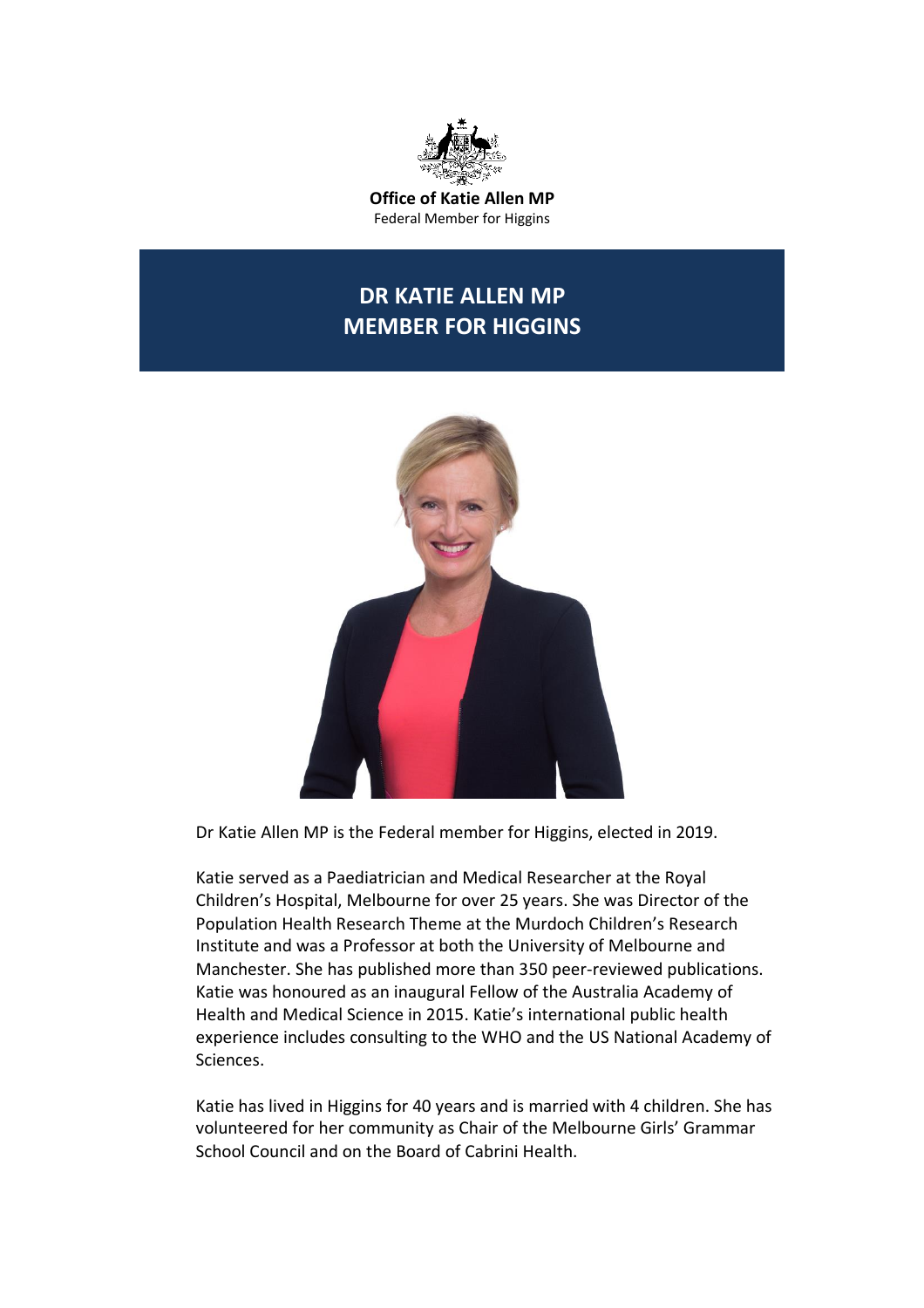**Office of Katie Allen MP**
Federal Member for Higgins

# DR KATIE ALLEN MP
# MEMBER FOR HIGGINS

Dr Katie Allen MP is the Federal member for Higgins, elected in 2019.

Katie served as a Paediatrician and Medical Researcher at the Royal Children's Hospital, Melbourne for over 25 years. She was Director of the Population Health Research Theme at the Murdoch Children's Research Institute and was a Professor at both the University of Melbourne and Manchester. She has published more than 350 peer-reviewed publications. Katie was honoured as an inaugural Fellow of the Australia Academy of Health and Medical Science in 2015. Katie's international public health experience includes consulting to the WHO and the US National Academy of Sciences.

Katie has lived in Higgins for 40 years and is married with 4 children. She has volunteered for her community as Chair of the Melbourne Girls' Grammar School Council and on the Board of Cabrini Health.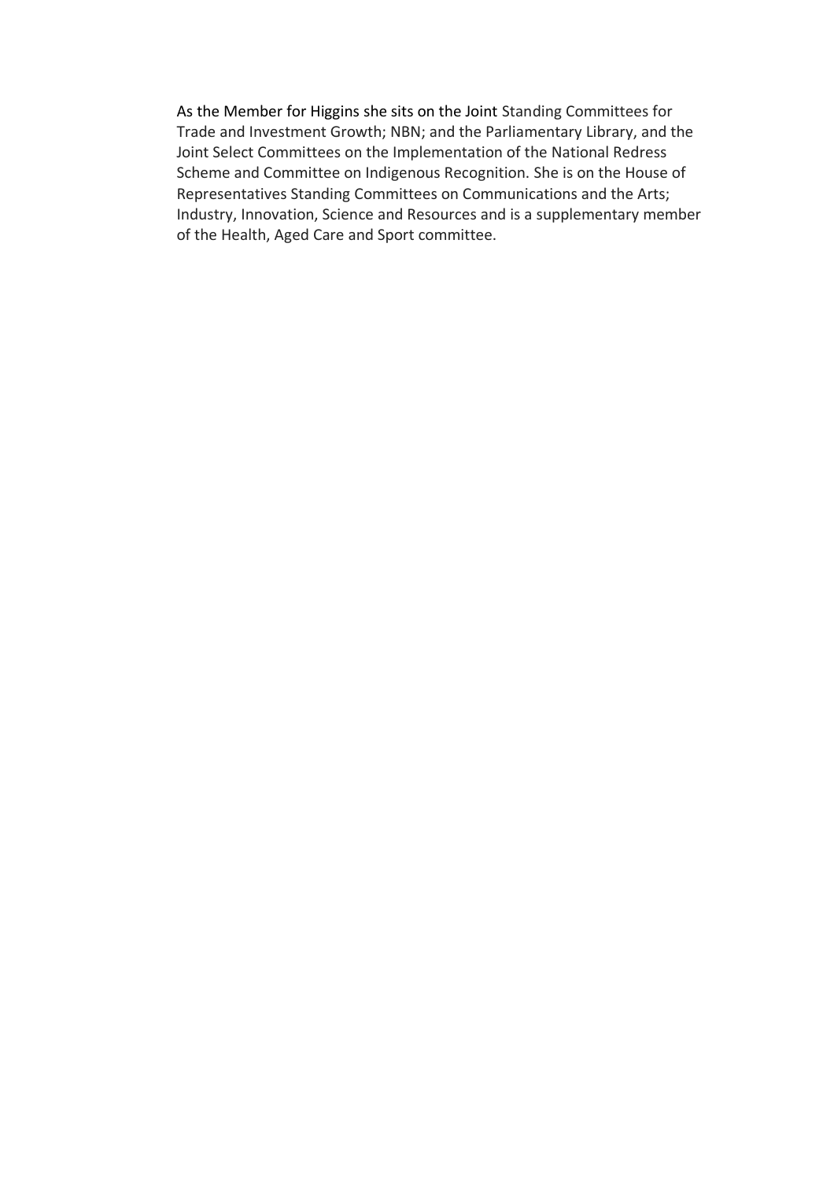As the Member for Higgins she sits on the Joint Standing Committees for Trade and Investment Growth; NBN; and the Parliamentary Library, and the Joint Select Committees on the Implementation of the National Redress Scheme and Committee on Indigenous Recognition. She is on the House of Representatives Standing Committees on Communications and the Arts; Industry, Innovation, Science and Resources and is a supplementary member of the Health, Aged Care and Sport committee.